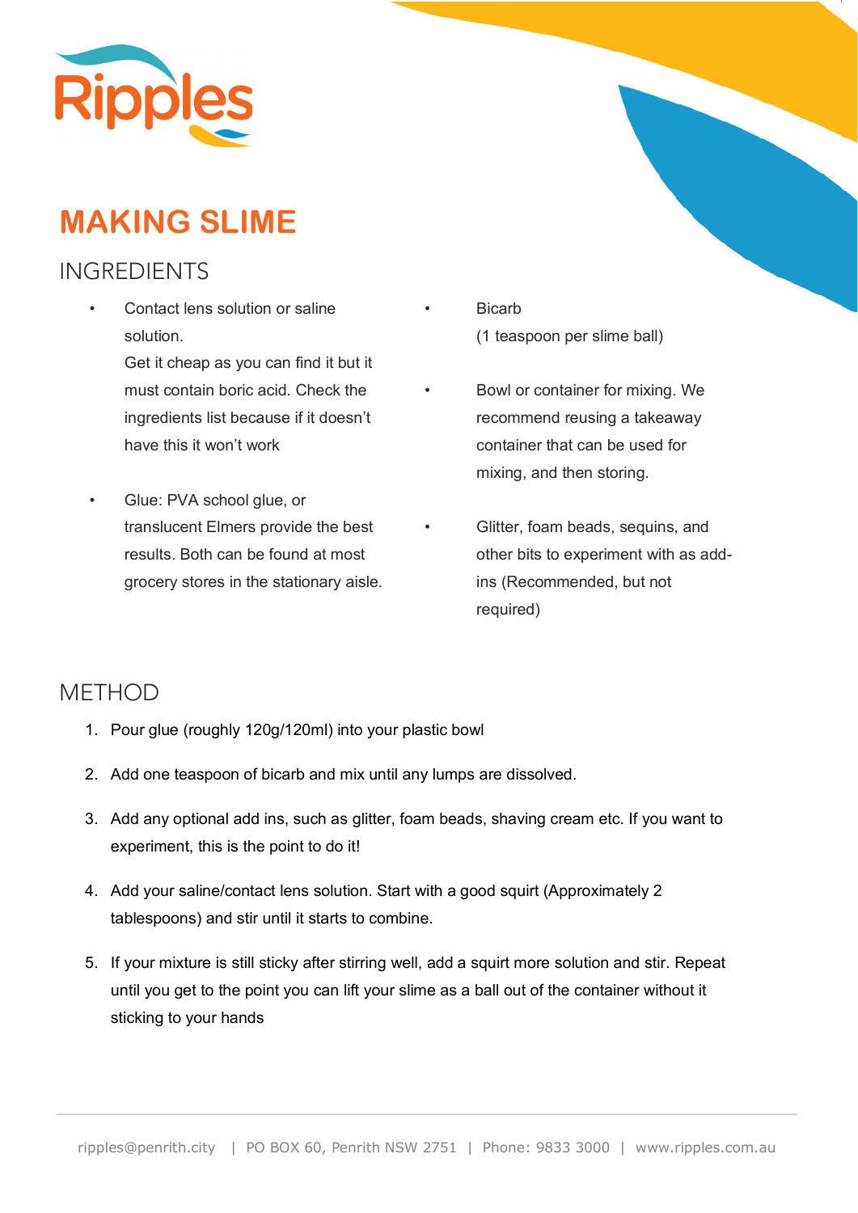Ripples

# MAKING SLIME

## INGREDIENTS

- Contact lens solution or saline solution.
  Get it cheap as you can find it but it must contain boric acid. Check the ingredients list because if it doesn't have this it won't work
- Glue: PVA school glue, or translucent Elmers provide the best results. Both can be found at most grocery stores in the stationary aisle.
- Bicarb
  (1 teaspoon per slime ball)
- Bowl or container for mixing. We recommend reusing a takeaway container that can be used for mixing, and then storing.
- Glitter, foam beads, sequins, and other bits to experiment with as add-ins (Recommended, but not required)

## METHOD

1. Pour glue (roughly 120g/120ml) into your plastic bowl
2. Add one teaspoon of bicarb and mix until any lumps are dissolved.
3. Add any optional add ins, such as glitter, foam beads, shaving cream etc. If you want to experiment, this is the point to do it!
4. Add your saline/contact lens solution. Start with a good squirt (Approximately 2 tablespoons) and stir until it starts to combine.
5. If your mixture is still sticky after stirring well, add a squirt more solution and stir. Repeat until you get to the point you can lift your slime as a ball out of the container without it sticking to your hands

ripples@penrith.city | PO BOX 60, Penrith NSW 2751 | Phone: 9833 3000 | www.ripples.com.au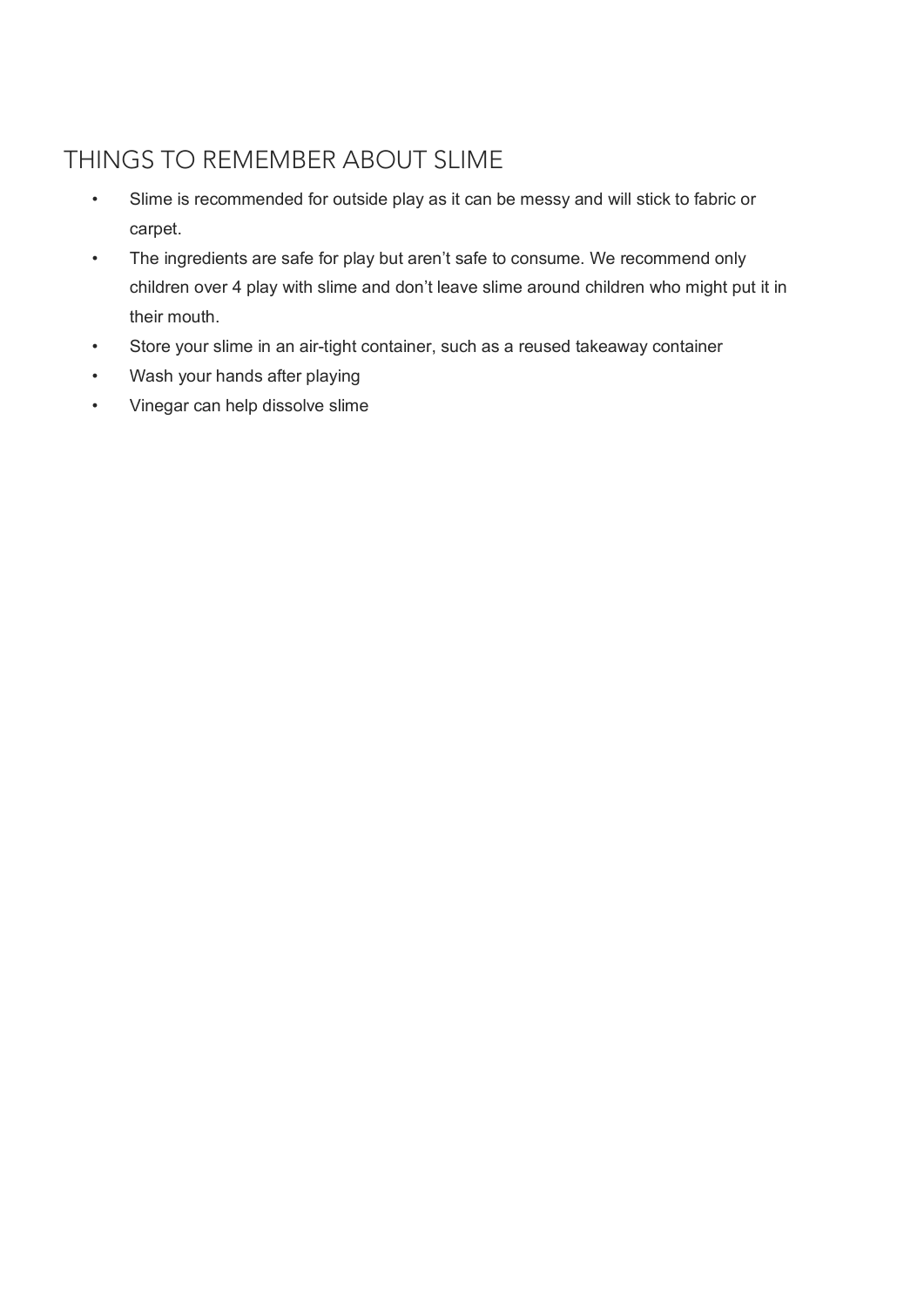## THINGS TO REMEMBER ABOUT SLIME

- Slime is recommended for outside play as it can be messy and will stick to fabric or carpet.
- The ingredients are safe for play but aren't safe to consume. We recommend only children over 4 play with slime and don't leave slime around children who might put it in their mouth.
- Store your slime in an air-tight container, such as a reused takeaway container
- Wash your hands after playing
- Vinegar can help dissolve slime